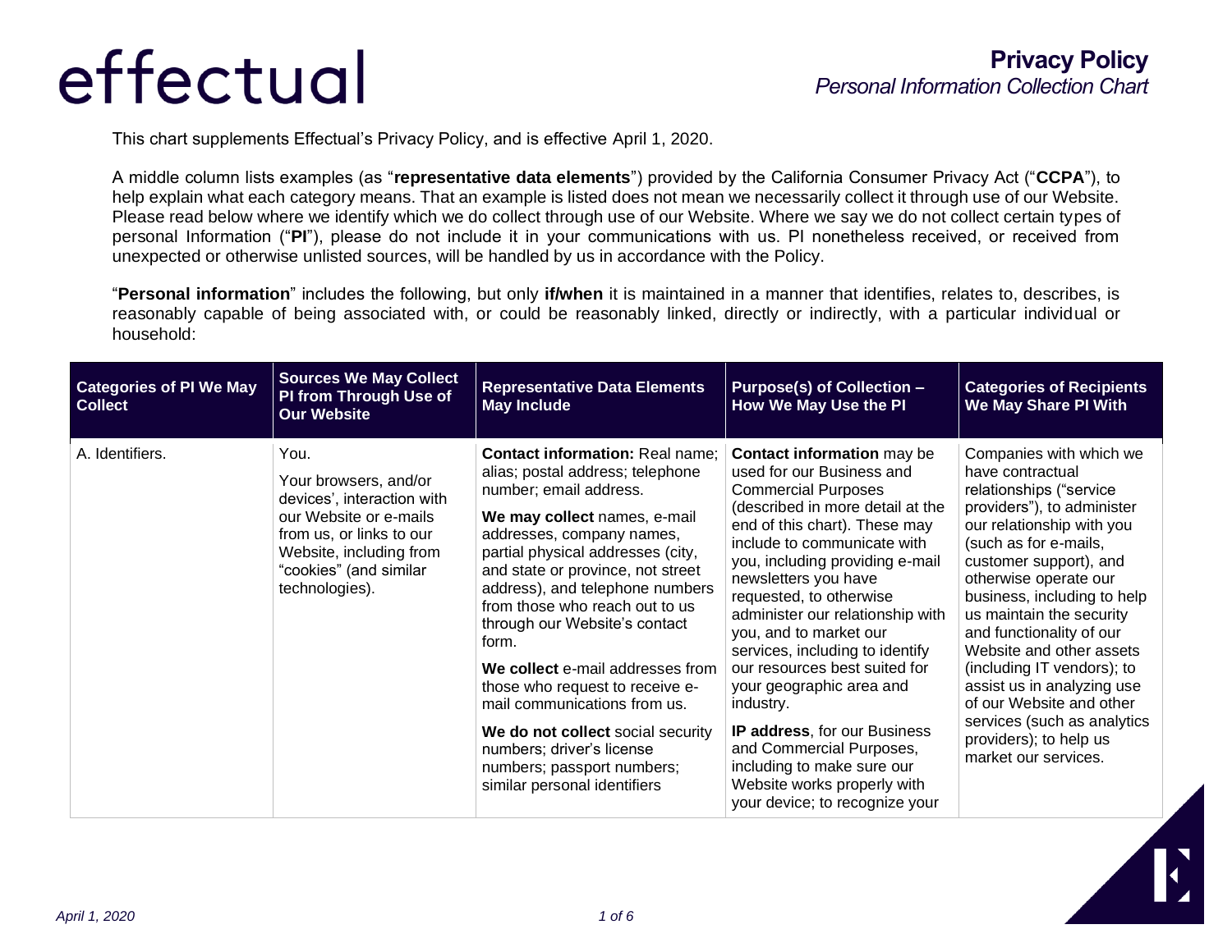# effectual

## Privacy Policy
*Personal Information Collection Chart*

This chart supplements Effectual's Privacy Policy, and is effective April 1, 2020.

A middle column lists examples (as "**representative data elements**") provided by the California Consumer Privacy Act ("**CCPA**"), to help explain what each category means. That an example is listed does not mean we necessarily collect it through use of our Website. Please read below where we identify which we do collect through use of our Website. Where we say we do not collect certain types of personal Information ("**PI**"), please do not include it in your communications with us. PI nonetheless received, or received from unexpected or otherwise unlisted sources, will be handled by us in accordance with the Policy.

"**Personal information**" includes the following, but only **if/when** it is maintained in a manner that identifies, relates to, describes, is reasonably capable of being associated with, or could be reasonably linked, directly or indirectly, with a particular individual or household:

| Categories of PI We May Collect | Sources We May Collect PI from Through Use of Our Website | Representative Data Elements May Include | Purpose(s) of Collection – How We May Use the PI | Categories of Recipients We May Share PI With |
|---|---|---|---|---|
| A. Identifiers. | You.<br><br>Your browsers, and/or devices', interaction with our Website or e-mails from us, or links to our Website, including from "cookies" (and similar technologies). | **Contact information:** Real name; alias; postal address; telephone number; email address.<br><br>**We may collect** names, e-mail addresses, company names, partial physical addresses (city, and state or province, not street address), and telephone numbers from those who reach out to us through our Website's contact form.<br><br>**We collect** e-mail addresses from those who request to receive e-mail communications from us.<br><br>**We do not collect** social security numbers; driver's license numbers; passport numbers; similar personal identifiers | **Contact information** may be used for our Business and Commercial Purposes (described in more detail at the end of this chart). These may include to communicate with you, including providing e-mail newsletters you have requested, to otherwise administer our relationship with you, and to market our services, including to identify our resources best suited for your geographic area and industry.<br><br>**IP address**, for our Business and Commercial Purposes, including to make sure our Website works properly with your device; to recognize your | Companies with which we have contractual relationships ("service providers"), to administer our relationship with you (such as for e-mails, customer support), and otherwise operate our business, including to help us maintain the security and functionality of our Website and other assets (including IT vendors); to assist us in analyzing use of our Website and other services (such as analytics providers); to help us market our services. |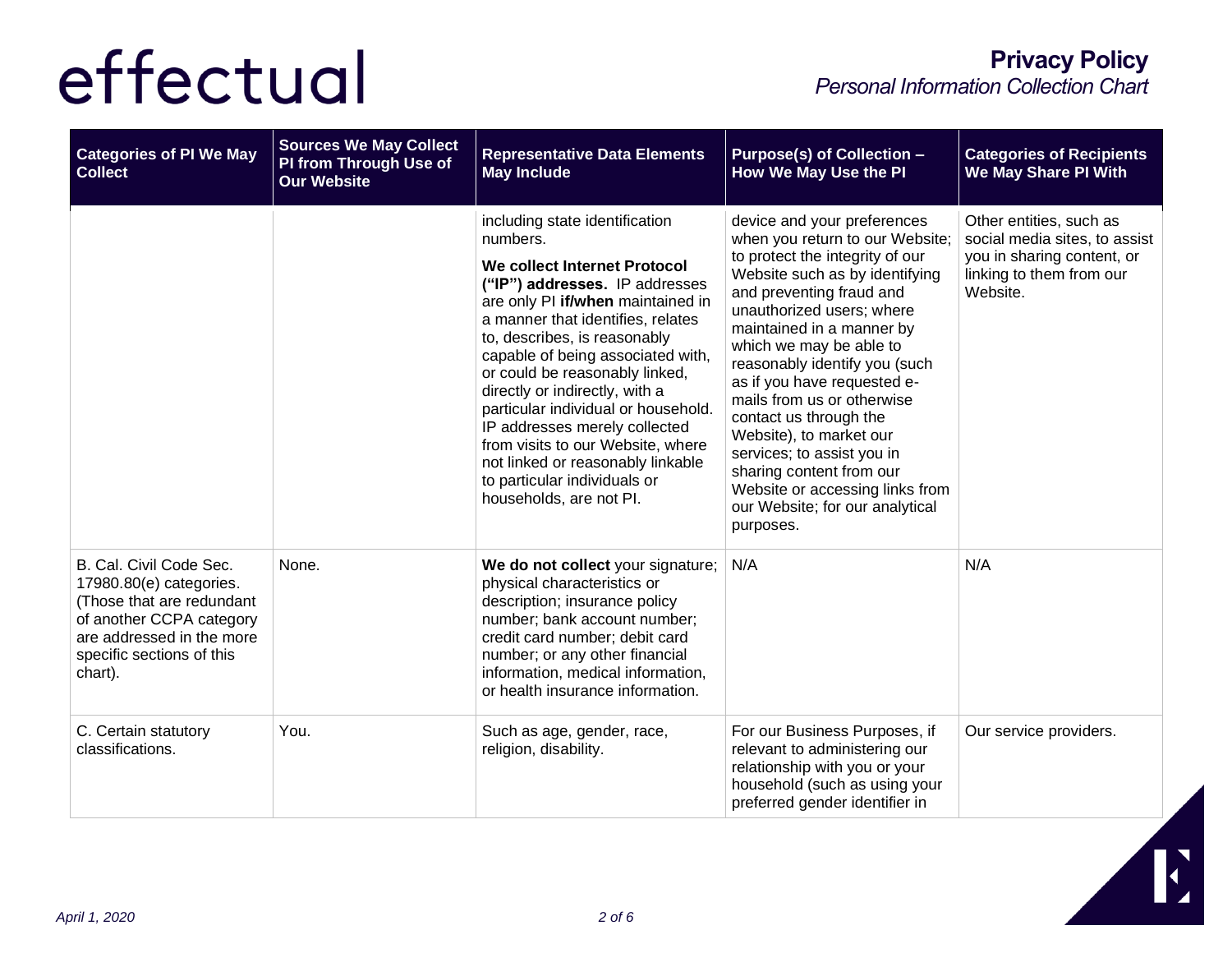| Categories of PI We May Collect | Sources We May Collect PI from Through Use of Our Website | Representative Data Elements May Include | Purpose(s) of Collection – How We May Use the PI | Categories of Recipients We May Share PI With |
|---|---|---|---|---|
| | | including state identification numbers.<br><br>**We collect Internet Protocol ("IP") addresses.** IP addresses are only PI **if/when** maintained in a manner that identifies, relates to, describes, is reasonably capable of being associated with, or could be reasonably linked, directly or indirectly, with a particular individual or household. IP addresses merely collected from visits to our Website, where not linked or reasonably linkable to particular individuals or households, are not PI. | device and your preferences when you return to our Website; to protect the integrity of our Website such as by identifying and preventing fraud and unauthorized users; where maintained in a manner by which we may be able to reasonably identify you (such as if you have requested e-mails from us or otherwise contact us through the Website), to market our services; to assist you in sharing content from our Website or accessing links from our Website; for our analytical purposes. | Other entities, such as social media sites, to assist you in sharing content, or linking to them from our Website. |
| B. Cal. Civil Code Sec. 17980.80(e) categories. (Those that are redundant of another CCPA category are addressed in the more specific sections of this chart). | None. | **We do not collect** your signature; physical characteristics or description; insurance policy number; bank account number; credit card number; debit card number; or any other financial information, medical information, or health insurance information. | N/A | N/A |
| C. Certain statutory classifications. | You. | Such as age, gender, race, religion, disability. | For our Business Purposes, if relevant to administering our relationship with you or your household (such as using your preferred gender identifier in | Our service providers. |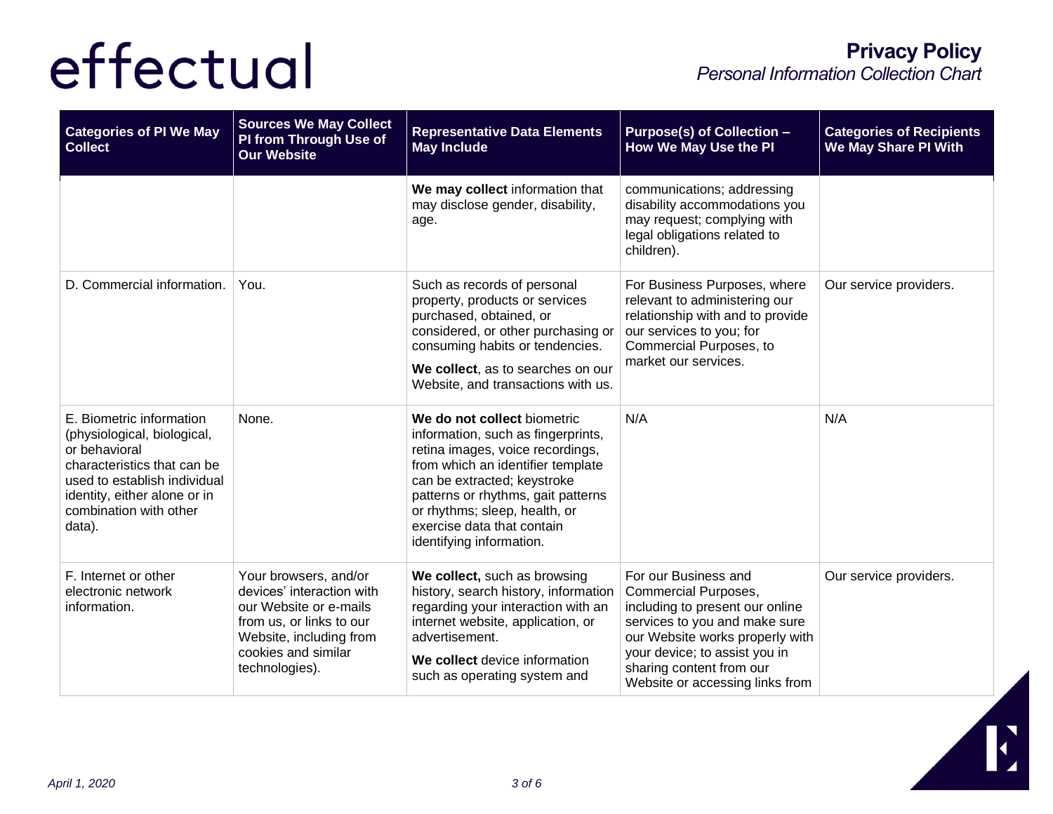| Categories of PI We May Collect | Sources We May Collect PI from Through Use of Our Website | Representative Data Elements May Include | Purpose(s) of Collection – How We May Use the PI | Categories of Recipients We May Share PI With |
|---|---|---|---|---|
| | | **We may collect** information that may disclose gender, disability, age. | communications; addressing disability accommodations you may request; complying with legal obligations related to children). | |
| D. Commercial information. | You. | Such as records of personal property, products or services purchased, obtained, or considered, or other purchasing or consuming habits or tendencies.<br>**We collect**, as to searches on our Website, and transactions with us. | For Business Purposes, where relevant to administering our relationship with and to provide our services to you; for Commercial Purposes, to market our services. | Our service providers. |
| E. Biometric information (physiological, biological, or behavioral characteristics that can be used to establish individual identity, either alone or in combination with other data). | None. | **We do not collect** biometric information, such as fingerprints, retina images, voice recordings, from which an identifier template can be extracted; keystroke patterns or rhythms, gait patterns or rhythms; sleep, health, or exercise data that contain identifying information. | N/A | N/A |
| F. Internet or other electronic network information. | Your browsers, and/or devices' interaction with our Website or e-mails from us, or links to our Website, including from cookies and similar technologies). | **We collect,** such as browsing history, search history, information regarding your interaction with an internet website, application, or advertisement.<br>**We collect** device information such as operating system and | For our Business and Commercial Purposes, including to present our online services to you and make sure our Website works properly with your device; to assist you in sharing content from our Website or accessing links from | Our service providers. |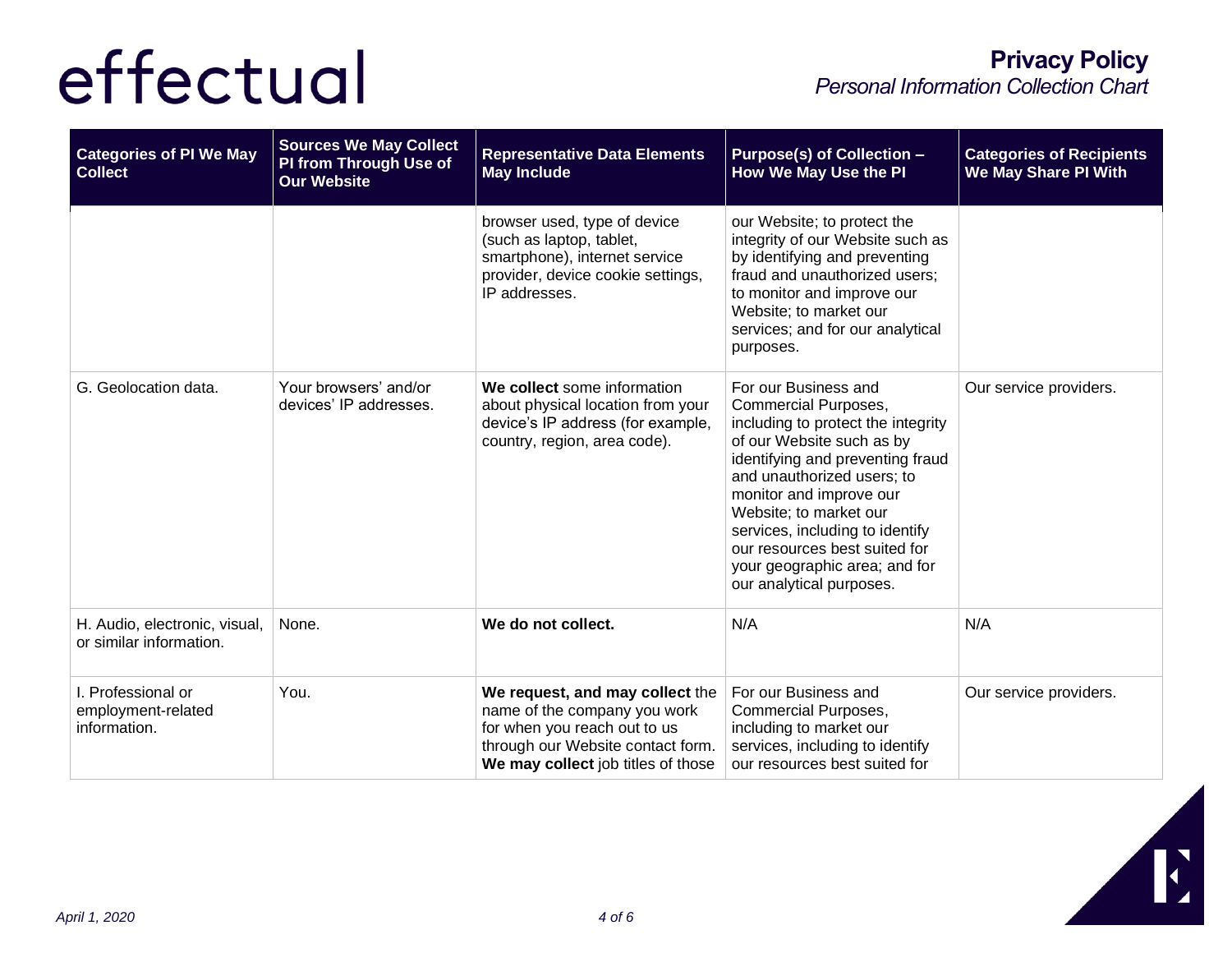| Categories of PI We May Collect | Sources We May Collect PI from Through Use of Our Website | Representative Data Elements May Include | Purpose(s) of Collection – How We May Use the PI | Categories of Recipients We May Share PI With |
|---|---|---|---|---|
| | | browser used, type of device (such as laptop, tablet, smartphone), internet service provider, device cookie settings, IP addresses. | our Website; to protect the integrity of our Website such as by identifying and preventing fraud and unauthorized users; to monitor and improve our Website; to market our services; and for our analytical purposes. | |
| G. Geolocation data. | Your browsers' and/or devices' IP addresses. | **We collect** some information about physical location from your device's IP address (for example, country, region, area code). | For our Business and Commercial Purposes, including to protect the integrity of our Website such as by identifying and preventing fraud and unauthorized users; to monitor and improve our Website; to market our services, including to identify our resources best suited for your geographic area; and for our analytical purposes. | Our service providers. |
| H. Audio, electronic, visual, or similar information. | None. | **We do not collect.** | N/A | N/A |
| I. Professional or employment-related information. | You. | **We request, and may collect** the name of the company you work for when you reach out to us through our Website contact form. **We may collect** job titles of those | For our Business and Commercial Purposes, including to market our services, including to identify our resources best suited for | Our service providers. |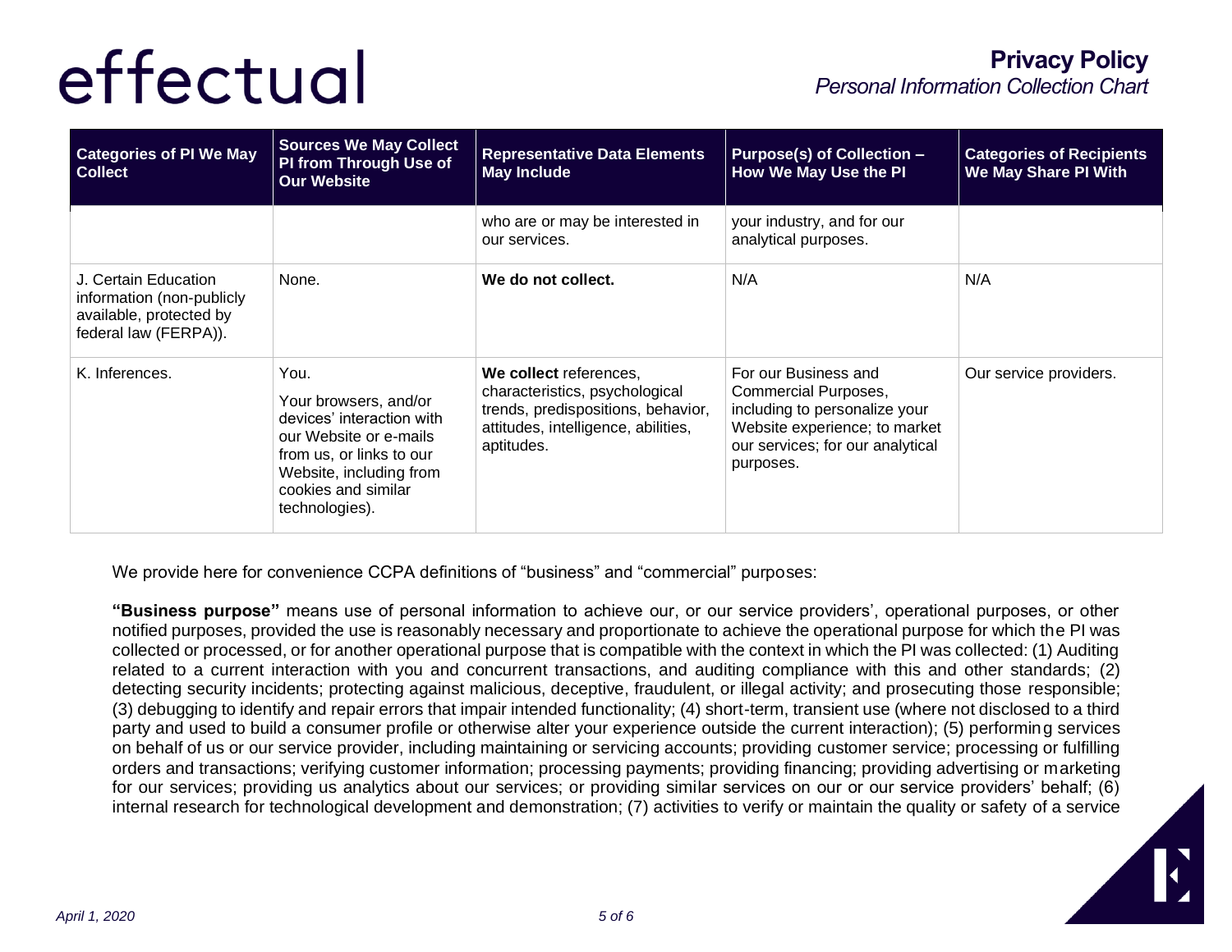| Categories of PI We May Collect | Sources We May Collect PI from Through Use of Our Website | Representative Data Elements May Include | Purpose(s) of Collection – How We May Use the PI | Categories of Recipients We May Share PI With |
|---|---|---|---|---|
| | | who are or may be interested in our services. | your industry, and for our analytical purposes. | |
| J. Certain Education information (non-publicly available, protected by federal law (FERPA)). | None. | **We do not collect.** | N/A | N/A |
| K. Inferences. | You.<br>Your browsers, and/or devices' interaction with our Website or e-mails from us, or links to our Website, including from cookies and similar technologies). | **We collect** references, characteristics, psychological trends, predispositions, behavior, attitudes, intelligence, abilities, aptitudes. | For our Business and Commercial Purposes, including to personalize your Website experience; to market our services; for our analytical purposes. | Our service providers. |

We provide here for convenience CCPA definitions of "business" and "commercial" purposes:

**"Business purpose"** means use of personal information to achieve our, or our service providers', operational purposes, or other notified purposes, provided the use is reasonably necessary and proportionate to achieve the operational purpose for which the PI was collected or processed, or for another operational purpose that is compatible with the context in which the PI was collected: (1) Auditing related to a current interaction with you and concurrent transactions, and auditing compliance with this and other standards; (2) detecting security incidents; protecting against malicious, deceptive, fraudulent, or illegal activity; and prosecuting those responsible; (3) debugging to identify and repair errors that impair intended functionality; (4) short-term, transient use (where not disclosed to a third party and used to build a consumer profile or otherwise alter your experience outside the current interaction); (5) performing services on behalf of us or our service provider, including maintaining or servicing accounts; providing customer service; processing or fulfilling orders and transactions; verifying customer information; processing payments; providing financing; providing advertising or marketing for our services; providing us analytics about our services; or providing similar services on our or our service providers' behalf; (6) internal research for technological development and demonstration; (7) activities to verify or maintain the quality or safety of a service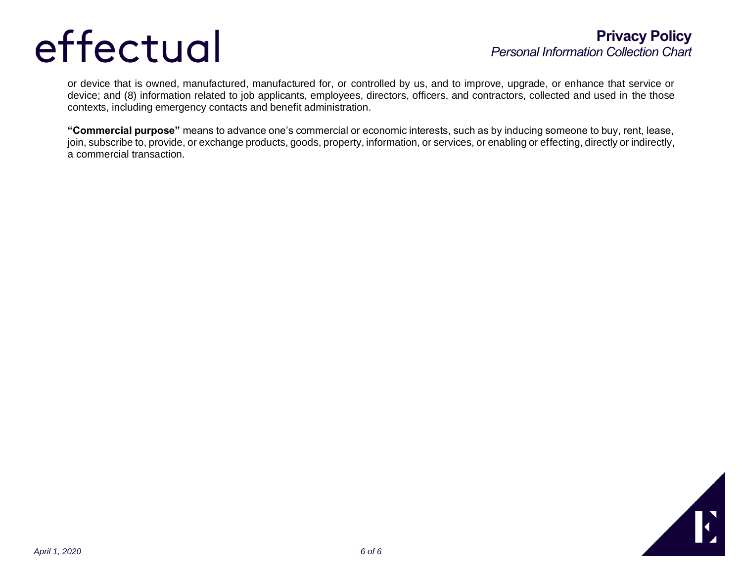or device that is owned, manufactured, manufactured for, or controlled by us, and to improve, upgrade, or enhance that service or device; and (8) information related to job applicants, employees, directors, officers, and contractors, collected and used in the those contexts, including emergency contacts and benefit administration.

**"Commercial purpose"** means to advance one's commercial or economic interests, such as by inducing someone to buy, rent, lease, join, subscribe to, provide, or exchange products, goods, property, information, or services, or enabling or effecting, directly or indirectly, a commercial transaction.